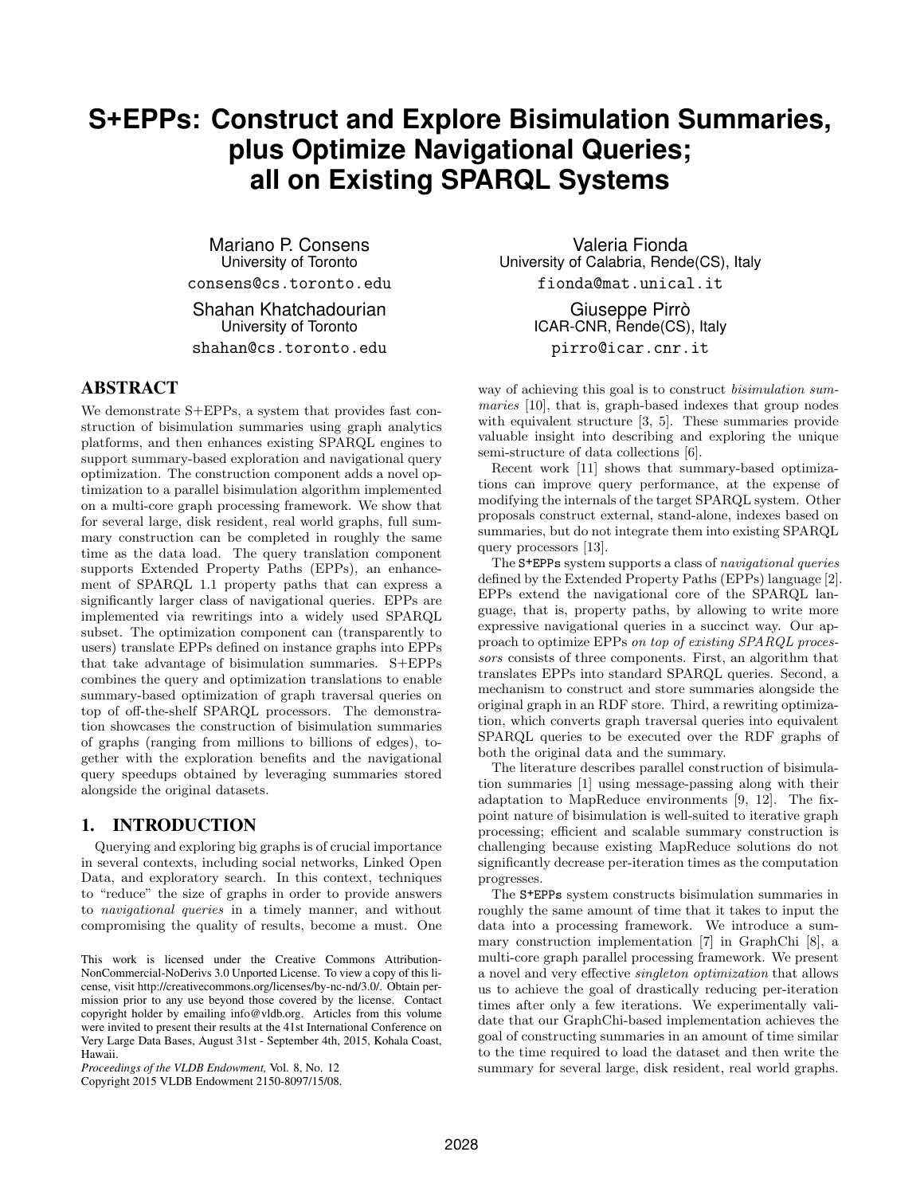# S+EPPs: Construct and Explore Bisimulation Summaries, plus Optimize Navigational Queries; all on Existing SPARQL Systems

Mariano P. Consens
University of Toronto
consens@cs.toronto.edu

Valeria Fionda
University of Calabria, Rende(CS), Italy
fionda@mat.unical.it

Shahan Khatchadourian
University of Toronto
shahan@cs.toronto.edu

Giuseppe Pirrò
ICAR-CNR, Rende(CS), Italy
pirro@icar.cnr.it

## ABSTRACT

We demonstrate S+EPPs, a system that provides fast construction of bisimulation summaries using graph analytics platforms, and then enhances existing SPARQL engines to support summary-based exploration and navigational query optimization. The construction component adds a novel optimization to a parallel bisimulation algorithm implemented on a multi-core graph processing framework. We show that for several large, disk resident, real world graphs, full summary construction can be completed in roughly the same time as the data load. The query translation component supports Extended Property Paths (EPPs), an enhancement of SPARQL 1.1 property paths that can express a significantly larger class of navigational queries. EPPs are implemented via rewritings into a widely used SPARQL subset. The optimization component can (transparently to users) translate EPPs defined on instance graphs into EPPs that take advantage of bisimulation summaries. S+EPPs combines the query and optimization translations to enable summary-based optimization of graph traversal queries on top of off-the-shelf SPARQL processors. The demonstration showcases the construction of bisimulation summaries of graphs (ranging from millions to billions of edges), together with the exploration benefits and the navigational query speedups obtained by leveraging summaries stored alongside the original datasets.

## 1. INTRODUCTION

Querying and exploring big graphs is of crucial importance in several contexts, including social networks, Linked Open Data, and exploratory search. In this context, techniques to "reduce" the size of graphs in order to provide answers to *navigational queries* in a timely manner, and without compromising the quality of results, become a must. One way of achieving this goal is to construct *bisimulation summaries* [10], that is, graph-based indexes that group nodes with equivalent structure [3, 5]. These summaries provide valuable insight into describing and exploring the unique semi-structure of data collections [6].

Recent work [11] shows that summary-based optimizations can improve query performance, at the expense of modifying the internals of the target SPARQL system. Other proposals construct external, stand-alone, indexes based on summaries, but do not integrate them into existing SPARQL query processors [13].

The S+EPPs system supports a class of *navigational queries* defined by the Extended Property Paths (EPPs) language [2]. EPPs extend the navigational core of the SPARQL language, that is, property paths, by allowing to write more expressive navigational queries in a succinct way. Our approach to optimize EPPs *on top of existing SPARQL processors* consists of three components. First, an algorithm that translates EPPs into standard SPARQL queries. Second, a mechanism to construct and store summaries alongside the original graph in an RDF store. Third, a rewriting optimization, which converts graph traversal queries into equivalent SPARQL queries to be executed over the RDF graphs of both the original data and the summary.

The literature describes parallel construction of bisimulation summaries [1] using message-passing along with their adaptation to MapReduce environments [9, 12]. The fixpoint nature of bisimulation is well-suited to iterative graph processing; efficient and scalable summary construction is challenging because existing MapReduce solutions do not significantly decrease per-iteration times as the computation progresses.

The S+EPPs system constructs bisimulation summaries in roughly the same amount of time that it takes to input the data into a processing framework. We introduce a summary construction implementation [7] in GraphChi [8], a multi-core graph parallel processing framework. We present a novel and very effective *singleton optimization* that allows us to achieve the goal of drastically reducing per-iteration times after only a few iterations. We experimentally validate that our GraphChi-based implementation achieves the goal of constructing summaries in an amount of time similar to the time required to load the dataset and then write the summary for several large, disk resident, real world graphs.

This work is licensed under the Creative Commons Attribution-NonCommercial-NoDerivs 3.0 Unported License. To view a copy of this license, visit http://creativecommons.org/licenses/by-nc-nd/3.0/. Obtain permission prior to any use beyond those covered by the license. Contact copyright holder by emailing info@vldb.org. Articles from this volume were invited to present their results at the 41st International Conference on Very Large Data Bases, August 31st - September 4th, 2015, Kohala Coast, Hawaii.
*Proceedings of the VLDB Endowment,* Vol. 8, No. 12
Copyright 2015 VLDB Endowment 2150-8097/15/08.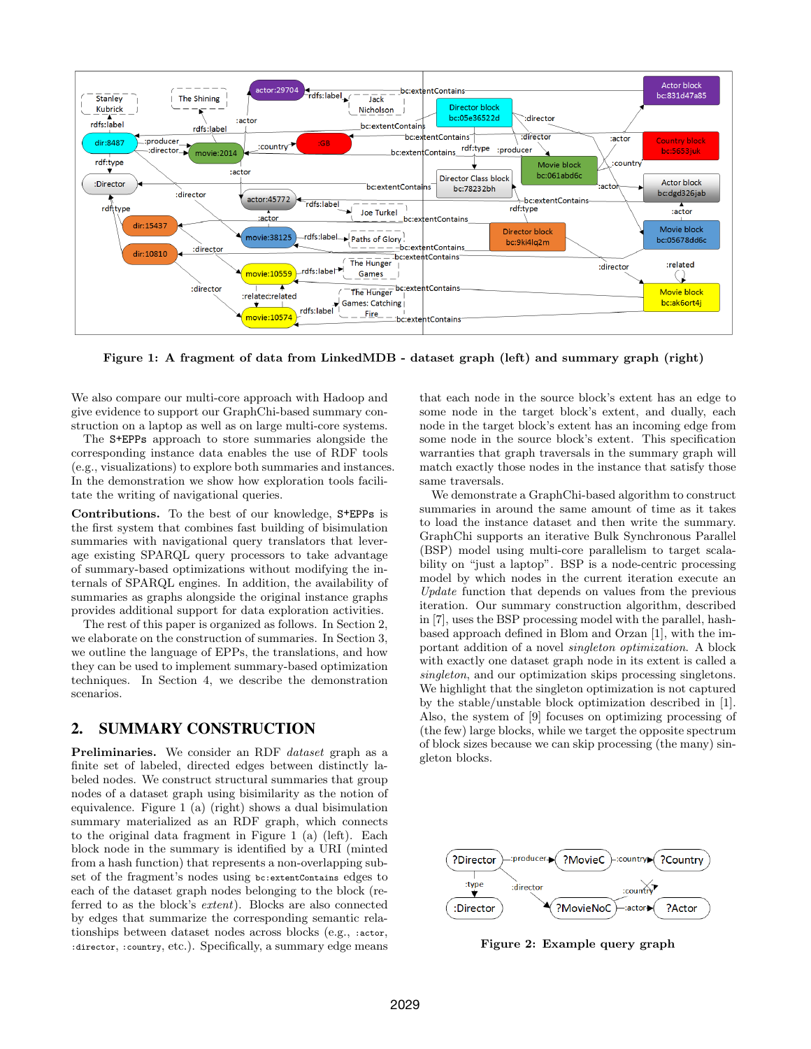Figure 1: A fragment of data from LinkedMDB - dataset graph (left) and summary graph (right)

We also compare our multi-core approach with Hadoop and give evidence to support our GraphChi-based summary construction on a laptop as well as on large multi-core systems.

The S+EPPs approach to store summaries alongside the corresponding instance data enables the use of RDF tools (e.g., visualizations) to explore both summaries and instances. In the demonstration we show how exploration tools facilitate the writing of navigational queries.

**Contributions.** To the best of our knowledge, S+EPPs is the first system that combines fast building of bisimulation summaries with navigational query translators that leverage existing SPARQL query processors to take advantage of summary-based optimizations without modifying the internals of SPARQL engines. In addition, the availability of summaries as graphs alongside the original instance graphs provides additional support for data exploration activities.

The rest of this paper is organized as follows. In Section 2, we elaborate on the construction of summaries. In Section 3, we outline the language of EPPs, the translations, and how they can be used to implement summary-based optimization techniques. In Section 4, we describe the demonstration scenarios.

## 2. SUMMARY CONSTRUCTION

**Preliminaries.** We consider an RDF *dataset* graph as a finite set of labeled, directed edges between distinctly labeled nodes. We construct structural summaries that group nodes of a dataset graph using bisimilarity as the notion of equivalence. Figure 1 (a) (right) shows a dual bisimulation summary materialized as an RDF graph, which connects to the original data fragment in Figure 1 (a) (left). Each block node in the summary is identified by a URI (minted from a hash function) that represents a non-overlapping subset of the fragment's nodes using `bc:extentContains` edges to each of the dataset graph nodes belonging to the block (referred to as the block's *extent*). Blocks are also connected by edges that summarize the corresponding semantic relationships between dataset nodes across blocks (e.g., `:actor`, `:director`, `:country`, etc.). Specifically, a summary edge means that each node in the source block's extent has an edge to some node in the target block's extent, and dually, each node in the target block's extent has an incoming edge from some node in the source block's extent. This specification warrants that graph traversals in the summary graph will match exactly those nodes in the instance that satisfy those same traversals.

We demonstrate a GraphChi-based algorithm to construct summaries in around the same amount of time as it takes to load the instance dataset and then write the summary. GraphChi supports an iterative Bulk Synchronous Parallel (BSP) model using multi-core parallelism to target scalability on "just a laptop". BSP is a node-centric processing model by which nodes in the current iteration execute an *Update* function that depends on values from the previous iteration. Our summary construction algorithm, described in [7], uses the BSP processing model with the parallel, hash-based approach defined in Blom and Orzan [1], with the important addition of a novel *singleton optimization*. A block with exactly one dataset graph node in its extent is called a *singleton*, and our optimization skips processing singletons. We highlight that the singleton optimization is not captured by the stable/unstable block optimization described in [1]. Also, the system of [9] focuses on optimizing processing of (the few) large blocks, while we target the opposite spectrum of block sizes because we can skip processing (the many) singleton blocks.

Figure 2: Example query graph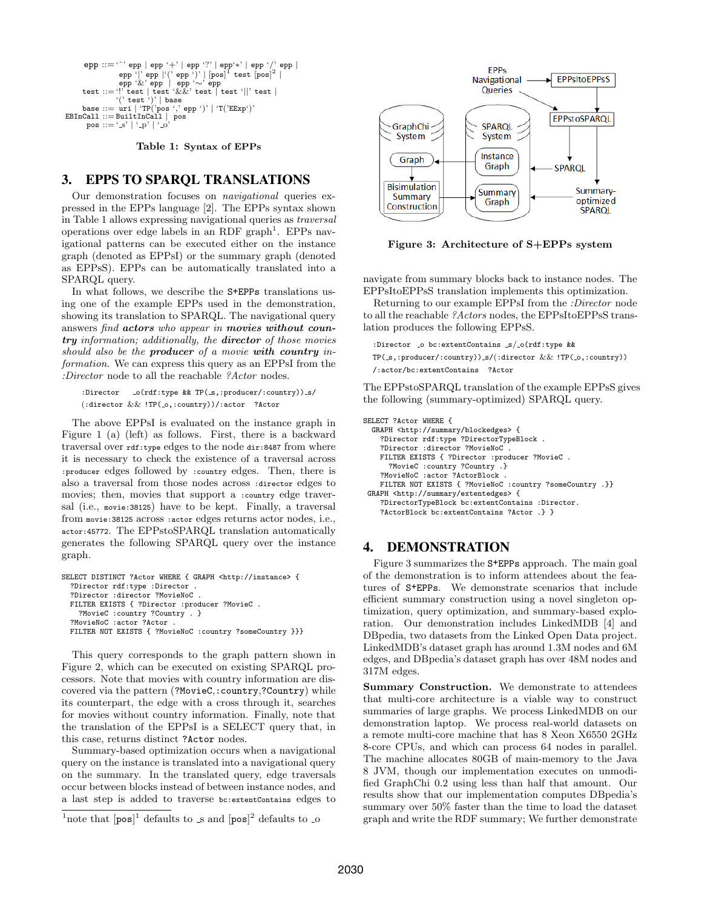```
epp ::= '^' epp | epp '+' | epp '?' | epp'*' | epp '/' epp |
        epp '|' epp |'(' epp ')' | [pos]^1 test [pos]^2 |
        epp '&' epp | epp '~' epp
test ::= '!' test | test '&&' test | test '||' test |
        '(' test ')' | base
base ::= uri | 'TP('pos ',' epp ')' | 'T('EExp')'
EBInCall ::= BuiltInCall | pos
pos ::= '_s' | '_p' | '_o'
```

**Table 1: Syntax of EPPs**

## 3. EPPS TO SPARQL TRANSLATIONS

Our demonstration focuses on *navigational* queries expressed in the EPPs language [2]. The EPPs syntax shown in Table 1 allows expressing navigational queries as *traversal* operations over edge labels in an RDF graph[1]. EPPs navigational patterns can be executed either on the instance graph (denoted as EPPsI) or the summary graph (denoted as EPPsS). EPPs can be automatically translated into a SPARQL query.

In what follows, we describe the S+EPPs translations using one of the example EPPs used in the demonstration, showing its translation to SPARQL. The navigational query answers *find* ***actors*** *who appear in* ***movies without country*** *information; additionally, the* ***director*** *of those movies should also be the* ***producer*** *of a movie* ***with country*** *information.* We can express this query as an EPPsI from the *:Director* node to all the reachable *?Actor* nodes.

```
:Director  _o(rdf:type && TP(_s,:producer/:country))_s/
(:director && !TP(_o,:country))/:actor  ?Actor
```

The above EPPsI is evaluated on the instance graph in Figure 1 (a) (left) as follows. First, there is a backward traversal over `rdf:type` edges to the node `dir:8487` from where it is necessary to check the existence of a traversal across `:producer` edges followed by `:country` edges. Then, there is also a traversal from those nodes across `:director` edges to movies; then, movies that support a `:country` edge traversal (i.e., `movie:38125`) have to be kept. Finally, a traversal from `movie:38125` across `:actor` edges returns actor nodes, i.e., `actor:45772`. The EPPstoSPARQL translation automatically generates the following SPARQL query over the instance graph.

```
SELECT DISTINCT ?Actor WHERE { GRAPH <http://instance> {
  ?Director rdf:type :Director .
  ?Director :director ?MovieNoC .
  FILTER EXISTS { ?Director :producer ?MovieC .
    ?MovieC :country ?Country . }
  ?MovieNoC :actor ?Actor .
  FILTER NOT EXISTS { ?MovieNoC :country ?someCountry }}}
```

This query corresponds to the graph pattern shown in Figure 2, which can be executed on existing SPARQL processors. Note that movies with country information are discovered via the pattern (`?MovieC`,`:country`,`?Country`) while its counterpart, the edge with a cross through it, searches for movies without country information. Finally, note that the translation of the EPPsI is a SELECT query that, in this case, returns distinct `?Actor` nodes.

Summary-based optimization occurs when a navigational query on the instance is translated into a navigational query on the summary. In the translated query, edge traversals occur between blocks instead of between instance nodes, and a last step is added to traverse `bc:extentContains` edges to navigate from summary blocks back to instance nodes. The EPPsItoEPPsS translation implements this optimization.

Returning to our example EPPsI from the *:Director* node to all the reachable *?Actors* nodes, the EPPsItoEPPsS translation produces the following EPPsS.

```
:Director  _o bc:extentContains _s/_o(rdf:type &&
TP(_s,:producer/:country))_s/(:director && !TP(_o,:country))
/:actor/bc:extentContains  ?Actor
```

The EPPstoSPARQL translation of the example EPPsS gives the following (summary-optimized) SPARQL query.

```
SELECT ?Actor WHERE {
  GRAPH <http://summary/blockedges> {
    ?Director rdf:type ?DirectorTypeBlock .
    ?Director :director ?MovieNoC .
    FILTER EXISTS { ?Director :producer ?MovieC .
      ?MovieC :country ?Country .}
    ?MovieNoC :actor ?ActorBlock .
    FILTER NOT EXISTS { ?MovieNoC :country ?someCountry .}}
  GRAPH <http://summary/extentedges> {
    ?DirectorTypeBlock bc:extentContains :Director.
    ?ActorBlock bc:extentContains ?Actor .} }
```

Figure 3: Architecture of S+EPPs system

## 4. DEMONSTRATION

Figure 3 summarizes the S+EPPs approach. The main goal of the demonstration is to inform attendees about the features of S+EPPs. We demonstrate scenarios that include efficient summary construction using a novel singleton optimization, query optimization, and summary-based exploration. Our demonstration includes LinkedMDB [4] and DBpedia, two datasets from the Linked Open Data project. LinkedMDB's dataset graph has around 1.3M nodes and 6M edges, and DBpedia's dataset graph has over 48M nodes and 317M edges.

**Summary Construction.** We demonstrate to attendees that multi-core architecture is a viable way to construct summaries of large graphs. We process LinkedMDB on our demonstration laptop. We process real-world datasets on a remote multi-core machine that has 8 Xeon X6550 2GHz 8-core CPUs, and which can process 64 nodes in parallel. The machine allocates 80GB of main-memory to the Java 8 JVM, though our implementation executes on unmodified GraphChi 0.2 using less than half that amount. Our results show that our implementation computes DBpedia's summary over 50% faster than the time to load the dataset graph and write the RDF summary; We further demonstrate

[1]note that [pos][1] defaults to _s and [pos][2] defaults to _o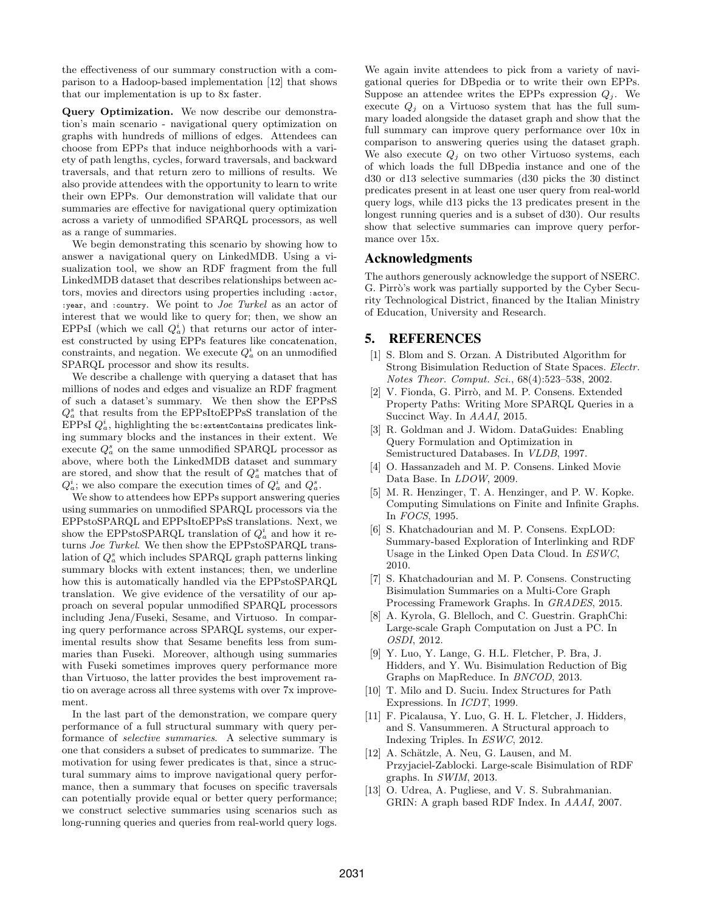the effectiveness of our summary construction with a comparison to a Hadoop-based implementation [12] that shows that our implementation is up to 8x faster.

**Query Optimization.** We now describe our demonstration's main scenario - navigational query optimization on graphs with hundreds of millions of edges. Attendees can choose from EPPs that induce neighborhoods with a variety of path lengths, cycles, forward traversals, and backward traversals, and that return zero to millions of results. We also provide attendees with the opportunity to learn to write their own EPPs. Our demonstration will validate that our summaries are effective for navigational query optimization across a variety of unmodified SPARQL processors, as well as a range of summaries.

We begin demonstrating this scenario by showing how to answer a navigational query on LinkedMDB. Using a visualization tool, we show an RDF fragment from the full LinkedMDB dataset that describes relationships between actors, movies and directors using properties including `:actor`, `:year`, and `:country`. We point to *Joe Turkel* as an actor of interest that we would like to query for; then, we show an EPPsI (which we call $Q_a^i$) that returns our actor of interest constructed by using EPPs features like concatenation, constraints, and negation. We execute $Q_a^i$ on an unmodified SPARQL processor and show its results.

We describe a challenge with querying a dataset that has millions of nodes and edges and visualize an RDF fragment of such a dataset's summary. We then show the EPPsS $Q_a^s$ that results from the EPPsItoEPPsS translation of the EPPsI $Q_a^i$, highlighting the `bc:extentContains` predicates linking summary blocks and the instances in their extent. We execute $Q_a^s$ on the same unmodified SPARQL processor as above, where both the LinkedMDB dataset and summary are stored, and show that the result of $Q_a^s$ matches that of $Q_a^i$; we also compare the execution times of $Q_a^i$ and $Q_a^s$.

We show to attendees how EPPs support answering queries using summaries on unmodified SPARQL processors via the EPPstoSPARQL and EPPsItoEPPsS translations. Next, we show the EPPstoSPARQL translation of $Q_a^i$ and how it returns *Joe Turkel*. We then show the EPPstoSPARQL translation of $Q_a^s$ which includes SPARQL graph patterns linking summary blocks with extent instances; then, we underline how this is automatically handled via the EPPstoSPARQL translation. We give evidence of the versatility of our approach on several popular unmodified SPARQL processors including Jena/Fuseki, Sesame, and Virtuoso. In comparing query performance across SPARQL systems, our experimental results show that Sesame benefits less from summaries than Fuseki. Moreover, although using summaries with Fuseki sometimes improves query performance more than Virtuoso, the latter provides the best improvement ratio on average across all three systems with over 7x improvement.

In the last part of the demonstration, we compare query performance of a full structural summary with query performance of *selective summaries*. A selective summary is one that considers a subset of predicates to summarize. The motivation for using fewer predicates is that, since a structural summary aims to improve navigational query performance, then a summary that focuses on specific traversals can potentially provide equal or better query performance; we construct selective summaries using scenarios such as long-running queries and queries from real-world query logs. We again invite attendees to pick from a variety of navigational queries for DBpedia or to write their own EPPs. Suppose an attendee writes the EPPs expression $Q_j$. We execute $Q_j$ on a Virtuoso system that has the full summary loaded alongside the dataset graph and show that the full summary can improve query performance over 10x in comparison to answering queries using the dataset graph. We also execute $Q_j$ on two other Virtuoso systems, each of which loads the full DBpedia instance and one of the d30 or d13 selective summaries (d30 picks the 30 distinct predicates present in at least one user query from real-world query logs, while d13 picks the 13 predicates present in the longest running queries and is a subset of d30). Our results show that selective summaries can improve query performance over 15x.

## Acknowledgments

The authors generously acknowledge the support of NSERC. G. Pirrò's work was partially supported by the Cyber Security Technological District, financed by the Italian Ministry of Education, University and Research.

## 5. REFERENCES

[1] S. Blom and S. Orzan. A Distributed Algorithm for Strong Bisimulation Reduction of State Spaces. *Electr. Notes Theor. Comput. Sci.*, 68(4):523–538, 2002.

[2] V. Fionda, G. Pirrò, and M. P. Consens. Extended Property Paths: Writing More SPARQL Queries in a Succinct Way. In *AAAI*, 2015.

[3] R. Goldman and J. Widom. DataGuides: Enabling Query Formulation and Optimization in Semistructured Databases. In *VLDB*, 1997.

[4] O. Hassanzadeh and M. P. Consens. Linked Movie Data Base. In *LDOW*, 2009.

[5] M. R. Henzinger, T. A. Henzinger, and P. W. Kopke. Computing Simulations on Finite and Infinite Graphs. In *FOCS*, 1995.

[6] S. Khatchadourian and M. P. Consens. ExpLOD: Summary-based Exploration of Interlinking and RDF Usage in the Linked Open Data Cloud. In *ESWC*, 2010.

[7] S. Khatchadourian and M. P. Consens. Constructing Bisimulation Summaries on a Multi-Core Graph Processing Framework Graphs. In *GRADES*, 2015.

[8] A. Kyrola, G. Blelloch, and C. Guestrin. GraphChi: Large-scale Graph Computation on Just a PC. In *OSDI*, 2012.

[9] Y. Luo, Y. Lange, G. H.L. Fletcher, P. Bra, J. Hidders, and Y. Wu. Bisimulation Reduction of Big Graphs on MapReduce. In *BNCOD*, 2013.

[10] T. Milo and D. Suciu. Index Structures for Path Expressions. In *ICDT*, 1999.

[11] F. Picalausa, Y. Luo, G. H. L. Fletcher, J. Hidders, and S. Vansummeren. A Structural approach to Indexing Triples. In *ESWC*, 2012.

[12] A. Schätzle, A. Neu, G. Lausen, and M. Przyjaciel-Zablocki. Large-scale Bisimulation of RDF graphs. In *SWIM*, 2013.

[13] O. Udrea, A. Pugliese, and V. S. Subrahmanian. GRIN: A graph based RDF Index. In *AAAI*, 2007.